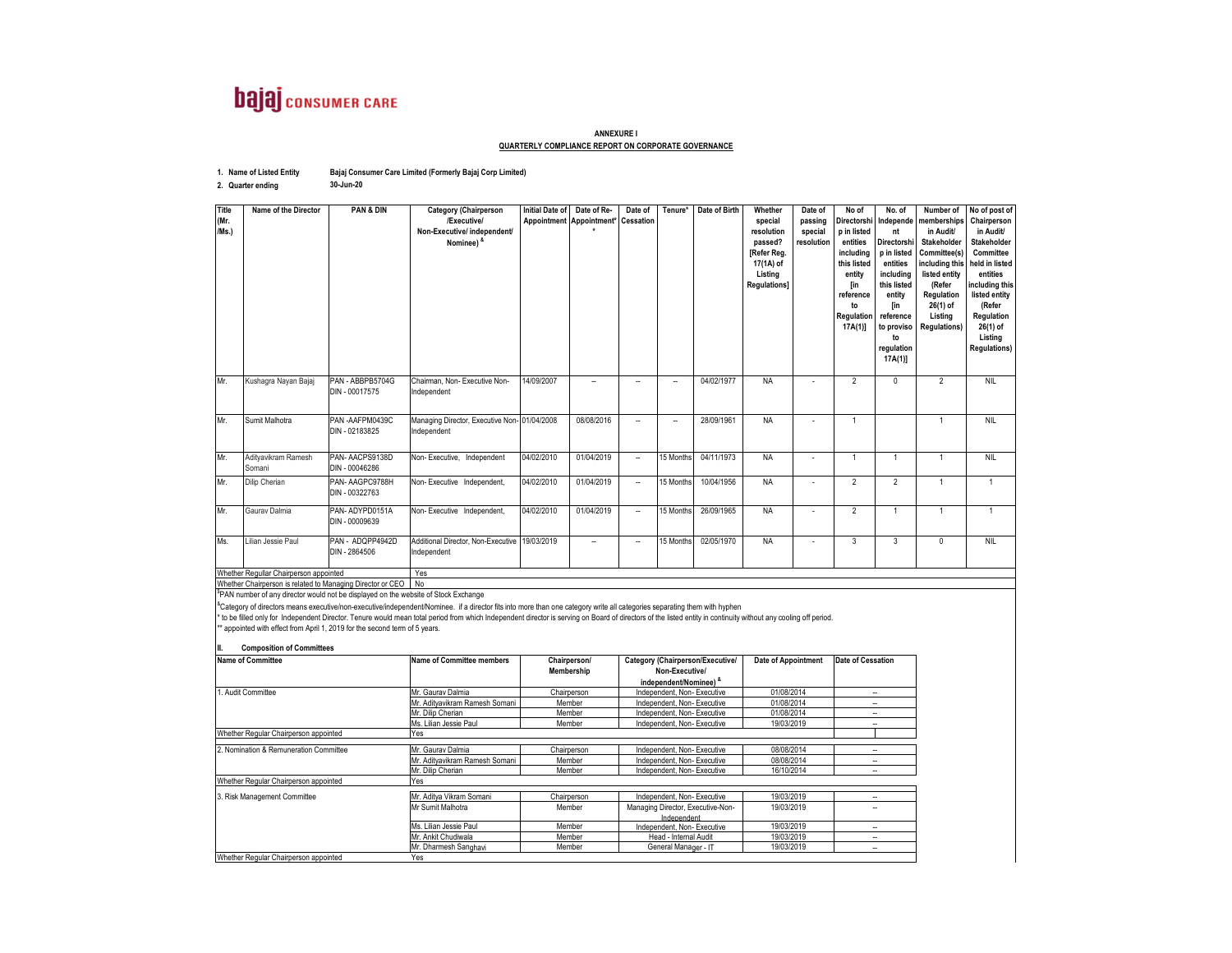**bajaj** CONSUMER CARE

**ANNEXURE I**

**QUARTERLY COMPLIANCE REPORT ON CORPORATE GOVERNANCE**

**1. Name of Listed Entity** Bajaj Consumer Care Limited (Formerly Bajaj Corp Limited)

**2. Quarter ending** 30-Jun-20

| Title (Mr. /Ms.) | Name of the Director | PAN & DIN | Category (Chairperson /Executive/ Non-Executive/ independent/ Nominee) & | Initial Date of Appointment | Date of Re-Appointment* * | Date of Cessation | Tenure* | Date of Birth | Whether special resolution passed? [Refer Reg. 17(1A) of Listing Regulations] | Date of passing special resolution | No of Directorship in listed entities including this listed entity [in reference to Regulation 17A(1)] | No. of Independent Directorship in listed entities including this listed entity [in reference to proviso to regulation 17A(1)] | Number of memberships in Audit/ Stakeholder Committee(s) including this listed entity (Refer Regulation 26(1) of Listing Regulations) | No of post of Chairperson in Audit/ Stakeholder Committee held in listed entities including this listed entity (Refer Regulation 26(1) of Listing Regulations) |
|---|---|---|---|---|---|---|---|---|---|---|---|---|---|---|
| Mr. | Kushagra Nayan Bajaj | PAN - ABBPB5704G DIN - 00017575 | Chairman, Non- Executive Non-Independent | 14/09/2007 | -- | -- | -- | 04/02/1977 | NA | - | 2 | 0 | 2 | NIL |
| Mr. | Sumit Malhotra | PAN -AAFPM0439C DIN - 02183825 | Managing Director, Executive Non-Independent | 01/04/2008 | 08/08/2016 | -- | -- | 28/09/1961 | NA | - | 1 | | 1 | NIL |
| Mr. | Adityavikram Ramesh Somani | PAN- AACPS9138D DIN - 00046286 | Non- Executive, Independent | 04/02/2010 | 01/04/2019 | -- | 15 Months | 04/11/1973 | NA | - | 1 | 1 | 1 | NIL |
| Mr. | Dilip Cherian | PAN- AAGPC9788H DIN - 00322763 | Non- Executive Independent, | 04/02/2010 | 01/04/2019 | -- | 15 Months | 10/04/1956 | NA | - | 2 | 2 | 1 | 1 |
| Mr. | Gaurav Dalmia | PAN- ADYPD0151A DIN - 00009639 | Non- Executive Independent, | 04/02/2010 | 01/04/2019 | -- | 15 Months | 26/09/1965 | NA | - | 2 | 1 | 1 | 1 |
| Ms. | Lilian Jessie Paul | PAN - ADQPP4942D DIN - 2864506 | Additional Director, Non-Executive Independent | 19/03/2019 | -- | -- | 15 Months | 02/05/1970 | NA | - | 3 | 3 | 0 | NIL |

| | |
|---|---|
| Whether Regullar Chairperson appointed | Yes |
| Whether Chairperson is related to Managing Director or CEO | No |

$PAN number of any director would not be displayed on the website of Stock Exchange

&Category of directors means executive/non-executive/independent/Nominee. if a director fits into more than one category write all categories separating them with hyphen

* to be filled only for Independent Director. Tenure would mean total period from which Independent director is serving on Board of directors of the listed entity in continuity without any cooling off period.

** appointed with effect from April 1, 2019 for the second term of 5 years.

**II. Composition of Committees**

| Name of Committee | Name of Committee members | Chairperson/ Membership | Category (Chairperson/Executive/ Non-Executive/ independent/Nominee) & | Date of Appointment | Date of Cessation |
|---|---|---|---|---|---|
| 1. Audit Committee | Mr. Gaurav Dalmia | Chairperson | Independent, Non- Executive | 01/08/2014 | -- |
| | Mr. Adityavikram Ramesh Somani | Member | Independent, Non- Executive | 01/08/2014 | -- |
| | Mr. Dilip Cherian | Member | Independent, Non- Executive | 01/08/2014 | -- |
| | Ms. Lilian Jessie Paul | Member | Independent, Non- Executive | 19/03/2019 | -- |
| Whether Regular Chairperson appointed | Yes | | | | |
| 2. Nomination & Remuneration Committee | Mr. Gaurav Dalmia | Chairperson | Independent, Non- Executive | 08/08/2014 | -- |
| | Mr. Adityavikram Ramesh Somani | Member | Independent, Non- Executive | 08/08/2014 | -- |
| | Mr. Dilip Cherian | Member | Independent, Non- Executive | 16/10/2014 | -- |
| Whether Regular Chairperson appointed | Yes | | | | |
| 3. Risk Management Committee | Mr. Aditya Vikram Somani | Chairperson | Independent, Non- Executive | 19/03/2019 | -- |
| | Mr Sumit Malhotra | Member | Managing Director, Executive-Non-Independent | 19/03/2019 | -- |
| | Ms. Lilian Jessie Paul | Member | Independent, Non- Executive | 19/03/2019 | -- |
| | Mr. Ankit Chudiwala | Member | Head - Internal Audit | 19/03/2019 | -- |
| | Mr. Dharmesh Sanghavi | Member | General Manager - IT | 19/03/2019 | -- |
| Whether Regular Chairperson appointed | Yes | | | | |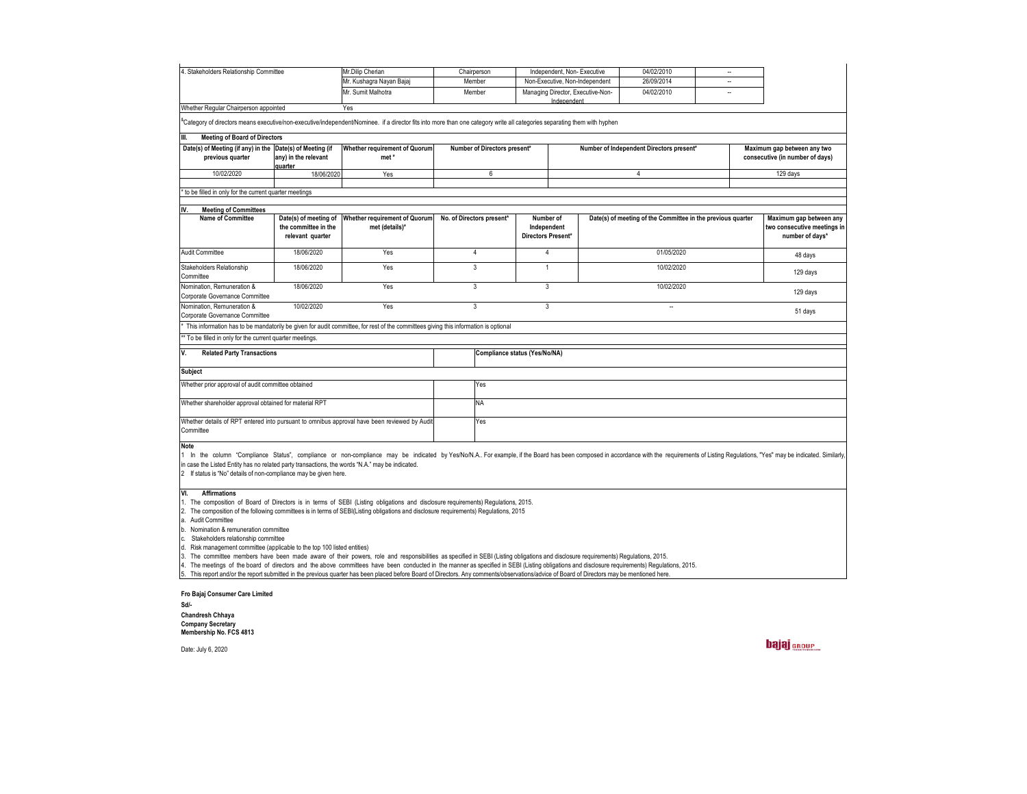| | | | | | | |
|---|---|---|---|---|---|---|
| 4. Stakeholders Relationship Committee | Mr.Dilip Cherian | Chairperson | Independent, Non- Executive | 04/02/2010 | -- | |
| | Mr. Kushagra Nayan Bajaj | Member | Non-Executive, Non-Independent | 26/09/2014 | -- | |
| | Mr. Sumit Malhotra | Member | Managing Director, Executive-Non-Independent | 04/02/2010 | -- | |
| Whether Regular Chairperson appointed | Yes | | | | | |

&Category of directors means executive/non-executive/independent/Nominee. if a director fits into more than one category write all categories separating them with hyphen

**III. Meeting of Board of Directors**

| Date(s) of Meeting (if any) in the previous quarter | Date(s) of Meeting (if any) in the relevant quarter | Whether requirement of Quorum met * | Number of Directors present* | Number of Independent Directors present* | Maximum gap between any two consecutive (in number of days) |
|---|---|---|---|---|---|
| 10/02/2020 | 18/06/2020 | Yes | 6 | 4 | 129 days |

* to be filled in only for the current quarter meetings

**IV. Meeting of Committees**

| Name of Committee | Date(s) of meeting of the committee in the relevant quarter | Whether requirement of Quorum met (details)* | No. of Directors present* | Number of Independent Directors Present* | Date(s) of meeting of the Committee in the previous quarter | Maximum gap between any two consecutive meetings in number of days* |
|---|---|---|---|---|---|---|
| Audit Committee | 18/06/2020 | Yes | 4 | 4 | 01/05/2020 | 48 days |
| Stakeholders Relationship Committee | 18/06/2020 | Yes | 3 | 1 | 10/02/2020 | 129 days |
| Nomination, Remuneration & Corporate Governance Committee | 18/06/2020 | Yes | 3 | 3 | 10/02/2020 | 129 days |
| Nomination, Remuneration & Corporate Governance Committee | 10/02/2020 | Yes | 3 | 3 | -- | 51 days |

* This information has to be mandatorily be given for audit committee, for rest of the committees giving this information is optional

** To be filled in only for the current quarter meetings.

| V. Related Party Transactions | Compliance status (Yes/No/NA) |
|---|---|
| **Subject** | |
| Whether prior approval of audit committee obtained | Yes |
| Whether shareholder approval obtained for material RPT | NA |
| Whether details of RPT entered into pursuant to omnibus approval have been reviewed by Audit Committee | Yes |

**Note**

1 In the column "Compliance Status", compliance or non-compliance may be indicated by Yes/No/N.A.. For example, if the Board has been composed in accordance with the requirements of Listing Regulations, "Yes" may be indicated. Similarly, in case the Listed Entity has no related party transactions, the words "N.A." may be indicated.

2 If status is "No" details of non-compliance may be given here.

**VI. Affirmations**

1. The composition of Board of Directors is in terms of SEBI (Listing obligations and disclosure requirements) Regulations, 2015.
2. The composition of the following committees is in terms of SEBI(Listing obligations and disclosure requirements) Regulations, 2015
a. Audit Committee
b. Nomination & remuneration committee
c. Stakeholders relationship committee
d. Risk management committee (applicable to the top 100 listed entities)
3. The committee members have been made aware of their powers, role and responsibilities as specified in SEBI (Listing obligations and disclosure requirements) Regulations, 2015.
4. The meetings of the board of directors and the above committees have been conducted in the manner as specified in SEBI (Listing obligations and disclosure requirements) Regulations, 2015.
5. This report and/or the report submitted in the previous quarter has been placed before Board of Directors. Any comments/observations/advice of Board of Directors may be mentioned here.

**Fro Bajaj Consumer Care Limited**

**Sd/-**

**Chandresh Chhaya**
**Company Secretary**
**Membership No. FCS 4813**

Date: July 6, 2020

bajaj GROUP